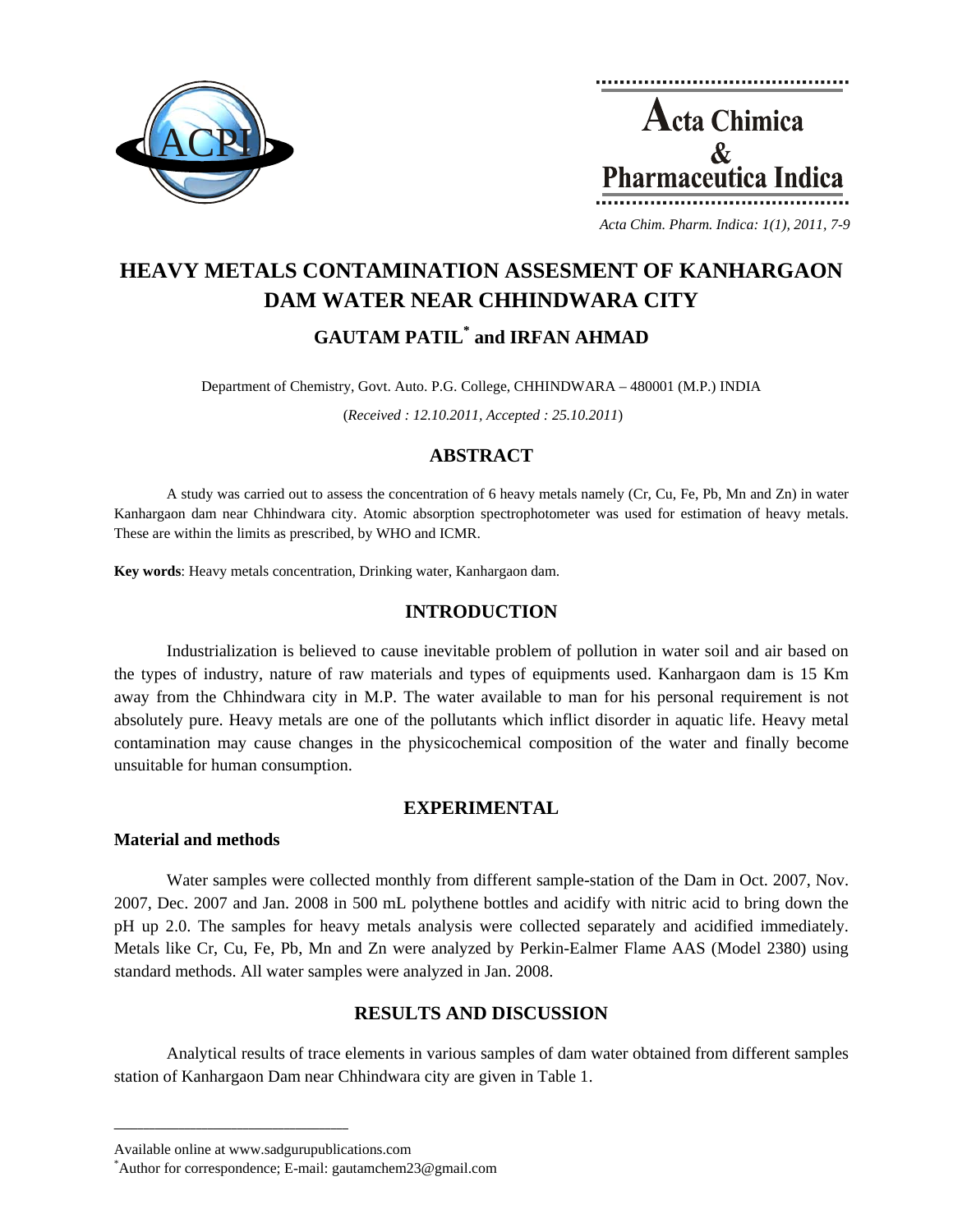# HEAVY METALS CONTAMINATION ASSESMENT OF KANHARGAON DAM WATER NEAR CHHINDWARA CITY

## GAUTAM PATIL* and IRFAN AHMAD

Department of Chemistry, Govt. Auto. P.G. College, CHHINDWARA – 480001 (M.P.) INDIA

(*Received : 12.10.2011, Accepted : 25.10.2011*)

## ABSTRACT

A study was carried out to assess the concentration of 6 heavy metals namely (Cr, Cu, Fe, Pb, Mn and Zn) in water Kanhargaon dam near Chhindwara city. Atomic absorption spectrophotometer was used for estimation of heavy metals. These are within the limits as prescribed, by WHO and ICMR.

**Key words**: Heavy metals concentration, Drinking water, Kanhargaon dam.

## INTRODUCTION

Industrialization is believed to cause inevitable problem of pollution in water soil and air based on the types of industry, nature of raw materials and types of equipments used. Kanhargaon dam is 15 Km away from the Chhindwara city in M.P. The water available to man for his personal requirement is not absolutely pure. Heavy metals are one of the pollutants which inflict disorder in aquatic life. Heavy metal contamination may cause changes in the physicochemical composition of the water and finally become unsuitable for human consumption.

## EXPERIMENTAL

### Material and methods

Water samples were collected monthly from different sample-station of the Dam in Oct. 2007, Nov. 2007, Dec. 2007 and Jan. 2008 in 500 mL polythene bottles and acidify with nitric acid to bring down the pH up 2.0. The samples for heavy metals analysis were collected separately and acidified immediately. Metals like Cr, Cu, Fe, Pb, Mn and Zn were analyzed by Perkin-Ealmer Flame AAS (Model 2380) using standard methods. All water samples were analyzed in Jan. 2008.

## RESULTS AND DISCUSSION

Analytical results of trace elements in various samples of dam water obtained from different samples station of Kanhargaon Dam near Chhindwara city are given in Table 1.

---

Available online at www.sadgurupublications.com

*Author for correspondence; E-mail: gautamchem23@gmail.com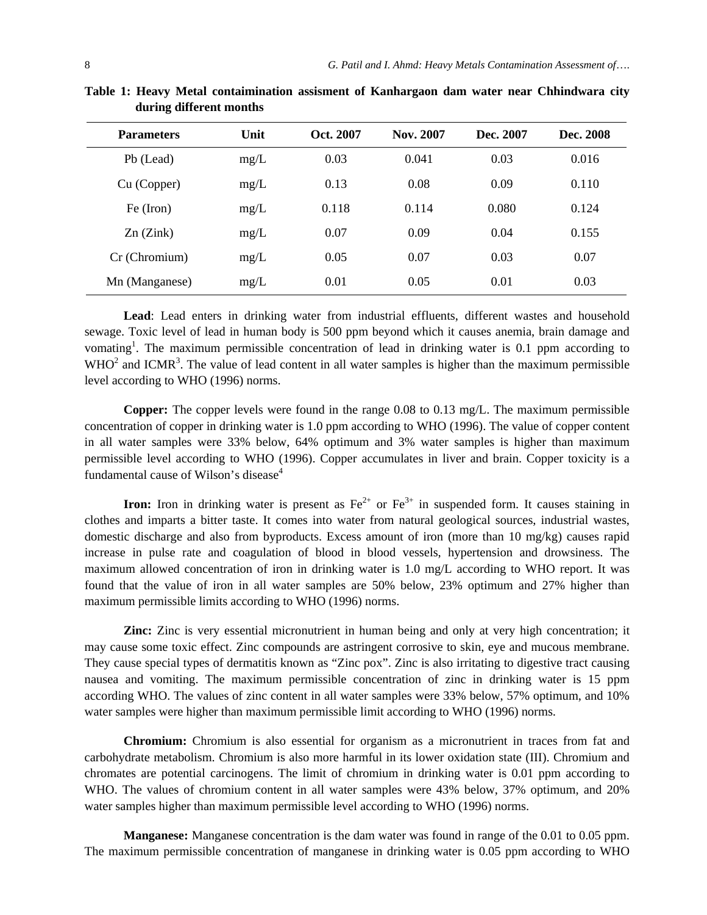**Table 1: Heavy Metal contaimination assisment of Kanhargaon dam water near Chhindwara city during different months**

| Parameters | Unit | Oct. 2007 | Nov. 2007 | Dec. 2007 | Dec. 2008 |
|---|---|---|---|---|---|
| Pb (Lead) | mg/L | 0.03 | 0.041 | 0.03 | 0.016 |
| Cu (Copper) | mg/L | 0.13 | 0.08 | 0.09 | 0.110 |
| Fe (Iron) | mg/L | 0.118 | 0.114 | 0.080 | 0.124 |
| Zn (Zink) | mg/L | 0.07 | 0.09 | 0.04 | 0.155 |
| Cr (Chromium) | mg/L | 0.05 | 0.07 | 0.03 | 0.07 |
| Mn (Manganese) | mg/L | 0.01 | 0.05 | 0.01 | 0.03 |

**Lead**: Lead enters in drinking water from industrial effluents, different wastes and household sewage. Toxic level of lead in human body is 500 ppm beyond which it causes anemia, brain damage and vomating[1]. The maximum permissible concentration of lead in drinking water is 0.1 ppm according to WHO[2] and ICMR[3]. The value of lead content in all water samples is higher than the maximum permissible level according to WHO (1996) norms.

**Copper:** The copper levels were found in the range 0.08 to 0.13 mg/L. The maximum permissible concentration of copper in drinking water is 1.0 ppm according to WHO (1996). The value of copper content in all water samples were 33% below, 64% optimum and 3% water samples is higher than maximum permissible level according to WHO (1996). Copper accumulates in liver and brain. Copper toxicity is a fundamental cause of Wilson's disease[4]

**Iron:** Iron in drinking water is present as $Fe^{2+}$ or $Fe^{3+}$ in suspended form. It causes staining in clothes and imparts a bitter taste. It comes into water from natural geological sources, industrial wastes, domestic discharge and also from byproducts. Excess amount of iron (more than 10 mg/kg) causes rapid increase in pulse rate and coagulation of blood in blood vessels, hypertension and drowsiness. The maximum allowed concentration of iron in drinking water is 1.0 mg/L according to WHO report. It was found that the value of iron in all water samples are 50% below, 23% optimum and 27% higher than maximum permissible limits according to WHO (1996) norms.

**Zinc:** Zinc is very essential micronutrient in human being and only at very high concentration; it may cause some toxic effect. Zinc compounds are astringent corrosive to skin, eye and mucous membrane. They cause special types of dermatitis known as "Zinc pox". Zinc is also irritating to digestive tract causing nausea and vomiting. The maximum permissible concentration of zinc in drinking water is 15 ppm according WHO. The values of zinc content in all water samples were 33% below, 57% optimum, and 10% water samples were higher than maximum permissible limit according to WHO (1996) norms.

**Chromium:** Chromium is also essential for organism as a micronutrient in traces from fat and carbohydrate metabolism. Chromium is also more harmful in its lower oxidation state (III). Chromium and chromates are potential carcinogens. The limit of chromium in drinking water is 0.01 ppm according to WHO. The values of chromium content in all water samples were 43% below, 37% optimum, and 20% water samples higher than maximum permissible level according to WHO (1996) norms.

**Manganese:** Manganese concentration is the dam water was found in range of the 0.01 to 0.05 ppm. The maximum permissible concentration of manganese in drinking water is 0.05 ppm according to WHO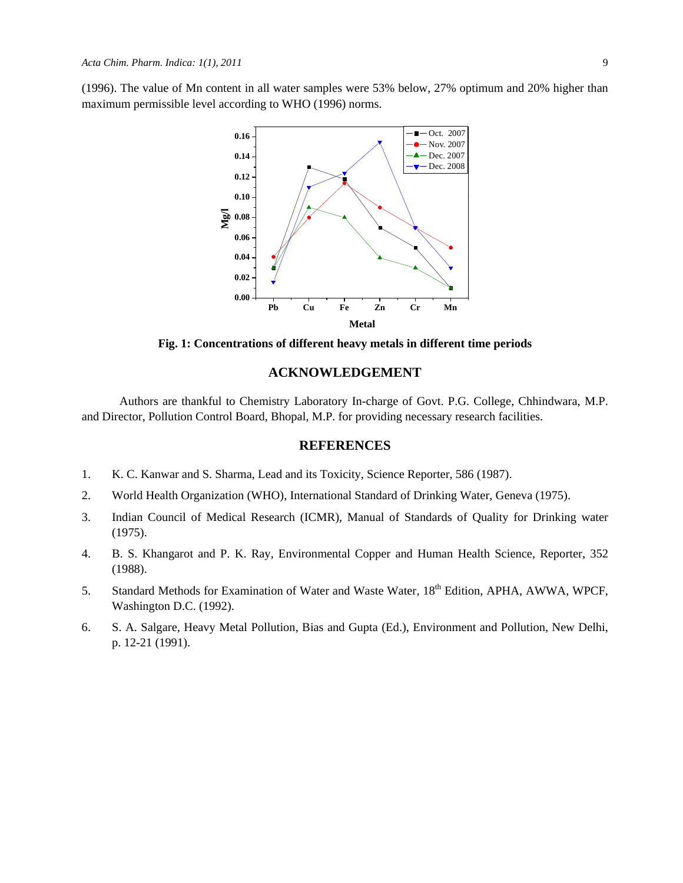(1996). The value of Mn content in all water samples were 53% below, 27% optimum and 20% higher than maximum permissible level according to WHO (1996) norms.

Oct. 2007
Nov. 2007
Dec. 2007
Dec. 2008

Mg/l

0.16
0.14
0.12
0.10
0.08
0.06
0.04
0.02
0.00

Pb Cu Fe Zn Cr Mn

Metal

**Fig. 1: Concentrations of different heavy metals in different time periods**

## ACKNOWLEDGEMENT

Authors are thankful to Chemistry Laboratory In-charge of Govt. P.G. College, Chhindwara, M.P. and Director, Pollution Control Board, Bhopal, M.P. for providing necessary research facilities.

## REFERENCES

1. K. C. Kanwar and S. Sharma, Lead and its Toxicity, Science Reporter, 586 (1987).
2. World Health Organization (WHO), International Standard of Drinking Water, Geneva (1975).
3. Indian Council of Medical Research (ICMR), Manual of Standards of Quality for Drinking water (1975).
4. B. S. Khangarot and P. K. Ray, Environmental Copper and Human Health Science, Reporter, 352 (1988).
5. Standard Methods for Examination of Water and Waste Water, 18th Edition, APHA, AWWA, WPCF, Washington D.C. (1992).
6. S. A. Salgare, Heavy Metal Pollution, Bias and Gupta (Ed.), Environment and Pollution, New Delhi, p. 12-21 (1991).